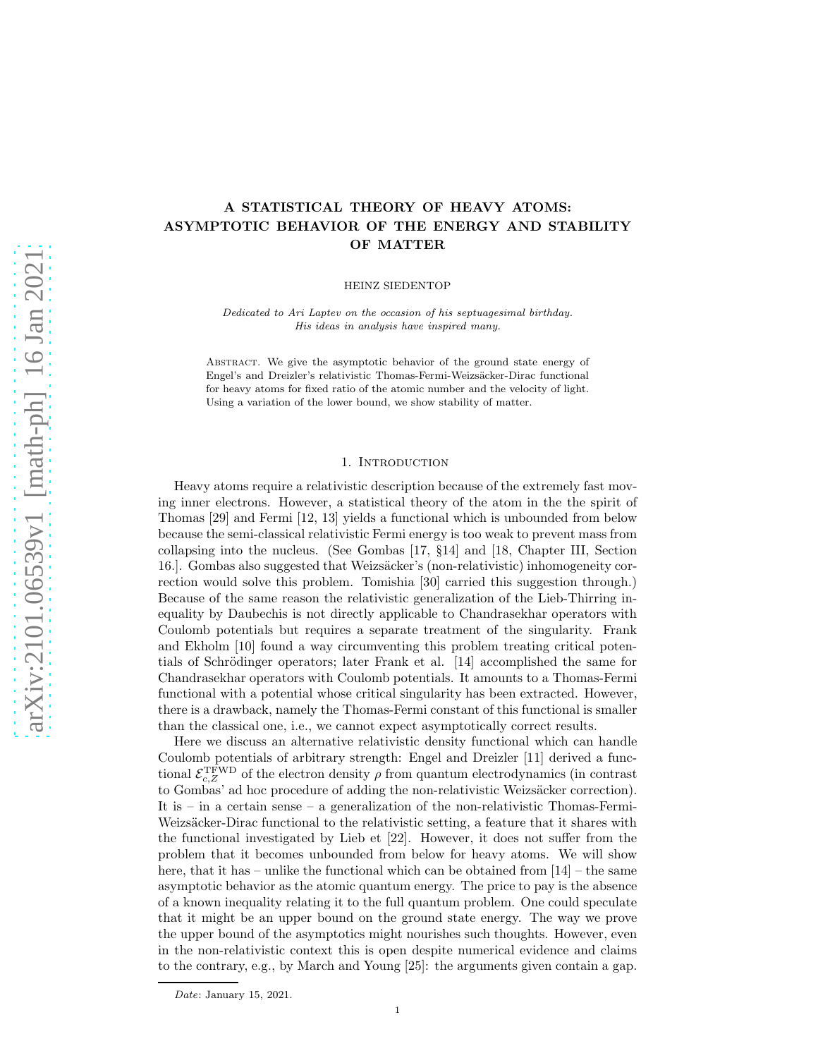# A STATISTICAL THEORY OF HEAVY ATOMS: ASYMPTOTIC BEHAVIOR OF THE ENERGY AND STABILITY OF MATTER

HEINZ SIEDENTOP

*Dedicated to Ari Laptev on the occasion of his septuagesimal birthday. His ideas in analysis have inspired many.*

Abstract. We give the asymptotic behavior of the ground state energy of Engel's and Dreizler's relativistic Thomas-Fermi-Weizsäcker-Dirac functional for heavy atoms for fixed ratio of the atomic number and the velocity of light. Using a variation of the lower bound, we show stability of matter.

## 1. Introduction

Heavy atoms require a relativistic description because of the extremely fast moving inner electrons. However, a statistical theory of the atom in the the spirit of Thomas [29] and Fermi [12, 13] yields a functional which is unbounded from below because the semi-classical relativistic Fermi energy is too weak to prevent mass from collapsing into the nucleus. (See Gombas [17, §14] and [18, Chapter III, Section 16.]. Gombas also suggested that Weizsäcker's (non-relativistic) inhomogeneity correction would solve this problem. Tomishia [30] carried this suggestion through.) Because of the same reason the relativistic generalization of the Lieb-Thirring inequality by Daubechis is not directly applicable to Chandrasekhar operators with Coulomb potentials but requires a separate treatment of the singularity. Frank and Ekholm [10] found a way circumventing this problem treating critical potentials of Schrödinger operators; later Frank et al. [14] accomplished the same for Chandrasekhar operators with Coulomb potentials. It amounts to a Thomas-Fermi functional with a potential whose critical singularity has been extracted. However, there is a drawback, namely the Thomas-Fermi constant of this functional is smaller than the classical one, i.e., we cannot expect asymptotically correct results.

Here we discuss an alternative relativistic density functional which can handle Coulomb potentials of arbitrary strength: Engel and Dreizler [11] derived a functional $\mathcal{E}_{c,Z}^{\mathrm{TFWD}}$ of the electron density $\rho$ from quantum electrodynamics (in contrast to Gombas' ad hoc procedure of adding the non-relativistic Weizsäcker correction). It is – in a certain sense – a generalization of the non-relativistic Thomas-Fermi-Weizsäcker-Dirac functional to the relativistic setting, a feature that it shares with the functional investigated by Lieb et [22]. However, it does not suffer from the problem that it becomes unbounded from below for heavy atoms. We will show here, that it has – unlike the functional which can be obtained from [14] – the same asymptotic behavior as the atomic quantum energy. The price to pay is the absence of a known inequality relating it to the full quantum problem. One could speculate that it might be an upper bound on the ground state energy. The way we prove the upper bound of the asymptotics might nourishes such thoughts. However, even in the non-relativistic context this is open despite numerical evidence and claims to the contrary, e.g., by March and Young [25]: the arguments given contain a gap.

*Date*: January 15, 2021.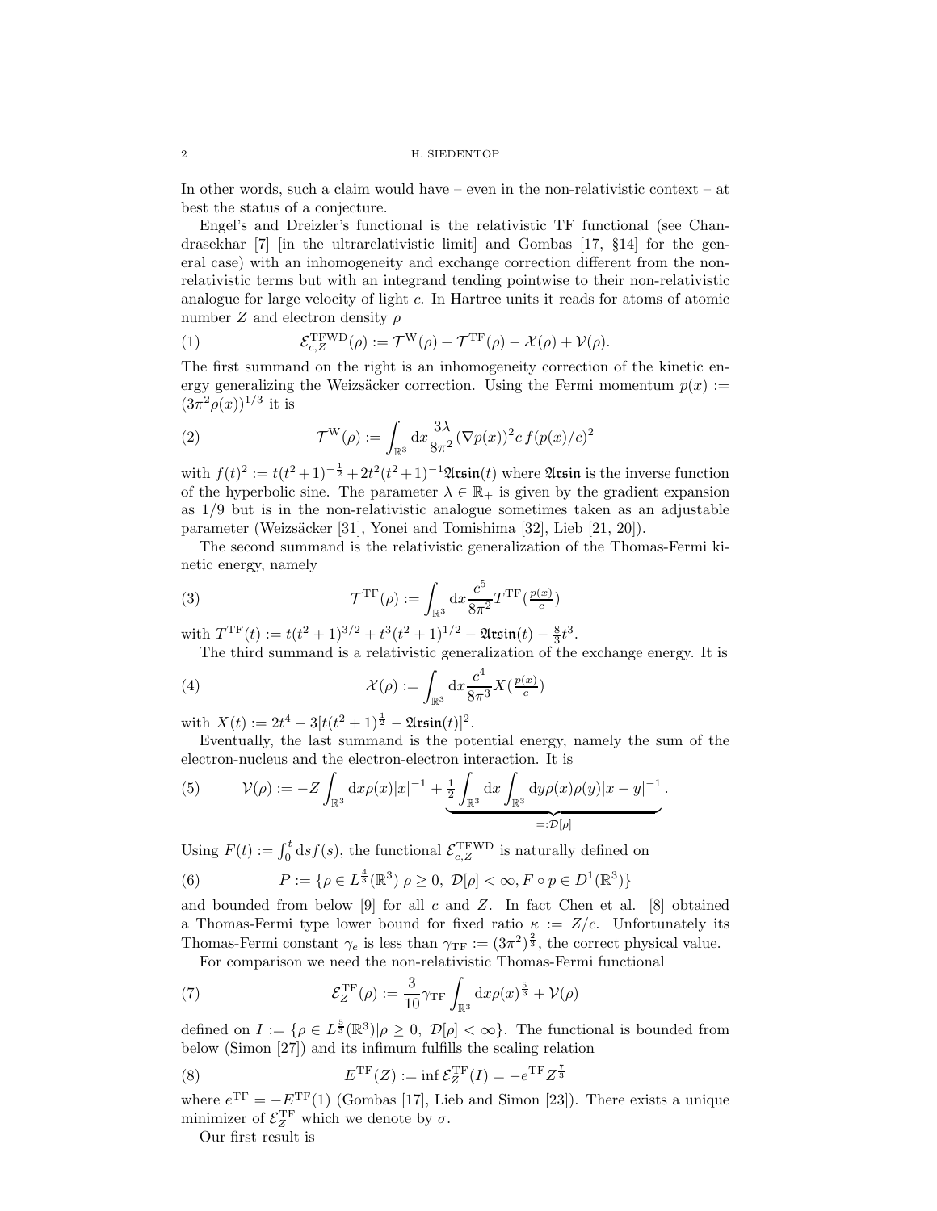In other words, such a claim would have – even in the non-relativistic context – at best the status of a conjecture.

Engel's and Dreizler's functional is the relativistic TF functional (see Chandrasekhar [7] [in the ultrarelativistic limit] and Gombas [17, §14] for the general case) with an inhomogeneity and exchange correction different from the non-relativistic terms but with an integrand tending pointwise to their non-relativistic analogue for large velocity of light $c$. In Hartree units it reads for atoms of atomic number $Z$ and electron density $\rho$

$$\mathcal{E}^{\rm TFWD}_{c,Z}(\rho) := \mathcal{T}^{\rm W}(\rho) + \mathcal{T}^{\rm TF}(\rho) - \mathcal{X}(\rho) + \mathcal{V}(\rho). \tag{1}$$

The first summand on the right is an inhomogeneity correction of the kinetic energy generalizing the Weizsäcker correction. Using the Fermi momentum $p(x) := (3\pi^2\rho(x))^{1/3}$ it is

$$\mathcal{T}^{\rm W}(\rho) := \int_{\mathbb{R}^3} \mathrm{d}x \frac{3\lambda}{8\pi^2}(\nabla p(x))^2 c\, f(p(x)/c)^2 \tag{2}$$

with $f(t)^2 := t(t^2+1)^{-\frac{1}{2}} + 2t^2(t^2+1)^{-1}\mathfrak{Arsin}(t)$ where $\mathfrak{Arsin}$ is the inverse function of the hyperbolic sine. The parameter $\lambda \in \mathbb{R}_+$ is given by the gradient expansion as $1/9$ but is in the non-relativistic analogue sometimes taken as an adjustable parameter (Weizsäcker [31], Yonei and Tomishima [32], Lieb [21, 20]).

The second summand is the relativistic generalization of the Thomas-Fermi kinetic energy, namely

$$\mathcal{T}^{\rm TF}(\rho) := \int_{\mathbb{R}^3} \mathrm{d}x \frac{c^5}{8\pi^2} T^{\rm TF}(\tfrac{p(x)}{c}) \tag{3}$$

with $T^{\rm TF}(t) := t(t^2+1)^{3/2} + t^3(t^2+1)^{1/2} - \mathfrak{Arsin}(t) - \frac{8}{3}t^3$.

The third summand is a relativistic generalization of the exchange energy. It is

$$\mathcal{X}(\rho) := \int_{\mathbb{R}^3} \mathrm{d}x \frac{c^4}{8\pi^3} X(\tfrac{p(x)}{c}) \tag{4}$$

with $X(t) := 2t^4 - 3[t(t^2+1)^{\frac{1}{2}} - \mathfrak{Arsin}(t)]^2$.

Eventually, the last summand is the potential energy, namely the sum of the electron-nucleus and the electron-electron interaction. It is

$$\mathcal{V}(\rho) := -Z\int_{\mathbb{R}^3} \mathrm{d}x \rho(x)|x|^{-1} + \underbrace{\tfrac{1}{2}\int_{\mathbb{R}^3}\mathrm{d}x\int_{\mathbb{R}^3}\mathrm{d}y \rho(x)\rho(y)|x-y|^{-1}}_{=:\mathcal{D}[\rho]}. \tag{5}$$

Using $F(t) := \int_0^t \mathrm{d}s f(s)$, the functional $\mathcal{E}^{\rm TFWD}_{c,Z}$ is naturally defined on

$$P := \{\rho \in L^{\frac{4}{3}}(\mathbb{R}^3) | \rho \geq 0,\ \mathcal{D}[\rho] < \infty, F\circ p \in D^1(\mathbb{R}^3)\} \tag{6}$$

and bounded from below [9] for all $c$ and $Z$. In fact Chen et al. [8] obtained a Thomas-Fermi type lower bound for fixed ratio $\kappa := Z/c$. Unfortunately its Thomas-Fermi constant $\gamma_e$ is less than $\gamma_{\rm TF} := (3\pi^2)^{\frac{2}{3}}$, the correct physical value.

For comparison we need the non-relativistic Thomas-Fermi functional

$$\mathcal{E}^{\rm TF}_Z(\rho) := \frac{3}{10}\gamma_{\rm TF}\int_{\mathbb{R}^3} \mathrm{d}x \rho(x)^{\frac{5}{3}} + \mathcal{V}(\rho) \tag{7}$$

defined on $I := \{\rho \in L^{\frac{5}{3}}(\mathbb{R}^3) | \rho \geq 0,\ \mathcal{D}[\rho] < \infty\}$. The functional is bounded from below (Simon [27]) and its infimum fulfills the scaling relation

$$E^{\rm TF}(Z) := \inf \mathcal{E}^{\rm TF}_Z(I) = -e^{\rm TF} Z^{\frac{7}{3}} \tag{8}$$

where $e^{\rm TF} = -E^{\rm TF}(1)$ (Gombas [17], Lieb and Simon [23]). There exists a unique minimizer of $\mathcal{E}^{\rm TF}_Z$ which we denote by $\sigma$.

Our first result is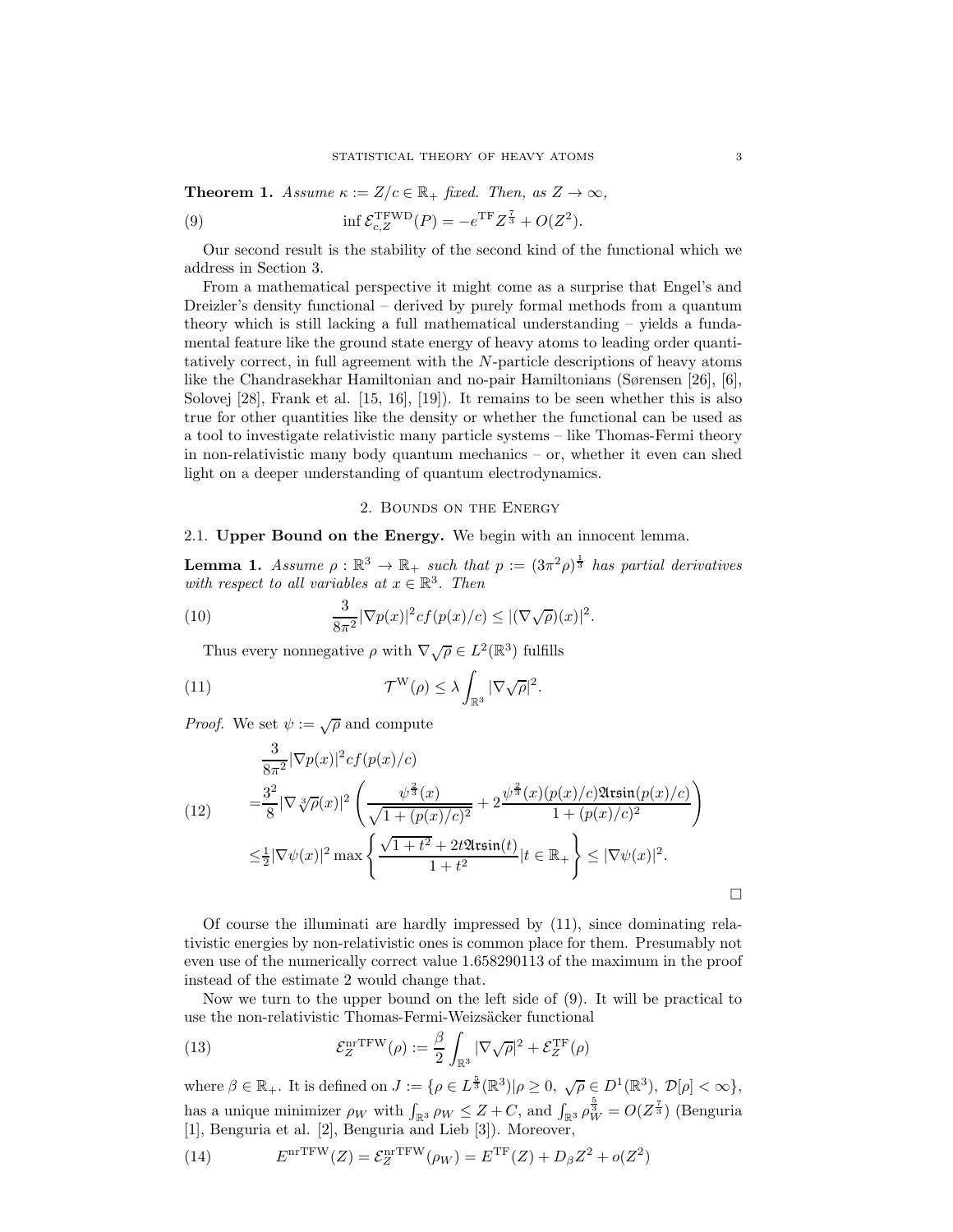**Theorem 1.** *Assume $\kappa := Z/c \in \mathbb{R}_+$ fixed. Then, as $Z \to \infty$,*

$$\inf \mathcal{E}^{\mathrm{TFWD}}_{c,Z}(P) = -e^{\mathrm{TF}} Z^{\frac{7}{3}} + O(Z^2). \tag{9}$$

Our second result is the stability of the second kind of the functional which we address in Section 3.

From a mathematical perspective it might come as a surprise that Engel's and Dreizler's density functional – derived by purely formal methods from a quantum theory which is still lacking a full mathematical understanding – yields a fundamental feature like the ground state energy of heavy atoms to leading order quantitatively correct, in full agreement with the $N$-particle descriptions of heavy atoms like the Chandrasekhar Hamiltonian and no-pair Hamiltonians (Sørensen [26], [6], Solovej [28], Frank et al. [15, 16], [19]). It remains to be seen whether this is also true for other quantities like the density or whether the functional can be used as a tool to investigate relativistic many particle systems – like Thomas-Fermi theory in non-relativistic many body quantum mechanics – or, whether it even can shed light on a deeper understanding of quantum electrodynamics.

## 2. Bounds on the Energy

### 2.1. Upper Bound on the Energy.

We begin with an innocent lemma.

**Lemma 1.** *Assume $\rho : \mathbb{R}^3 \to \mathbb{R}_+$ such that $p := (3\pi^2\rho)^{\frac{1}{3}}$ has partial derivatives with respect to all variables at $x \in \mathbb{R}^3$. Then*

$$\frac{3}{8\pi^2}|\nabla p(x)|^2 c f(p(x)/c) \leq |(\nabla\sqrt{\rho})(x)|^2. \tag{10}$$

Thus every nonnegative $\rho$ with $\nabla\sqrt{\rho} \in L^2(\mathbb{R}^3)$ fulfills

$$\mathcal{T}^{\mathrm{W}}(\rho) \leq \lambda \int_{\mathbb{R}^3} |\nabla\sqrt{\rho}|^2. \tag{11}$$

*Proof.* We set $\psi := \sqrt{\rho}$ and compute

$$\begin{aligned}
&\frac{3}{8\pi^2}|\nabla p(x)|^2 c f(p(x)/c) \\
=&\frac{3^2}{8}|\nabla \sqrt[3]{\rho}(x)|^2 \left(\frac{\psi^{\frac{2}{3}}(x)}{\sqrt{1+(p(x)/c)^2}} + 2\frac{\psi^{\frac{2}{3}}(x)(p(x)/c)\mathfrak{Arsin}(p(x)/c)}{1+(p(x)/c)^2}\right) \\
\leq&\tfrac{1}{2}|\nabla\psi(x)|^2 \max\left\{\frac{\sqrt{1+t^2}+2t\mathfrak{Arsin}(t)}{1+t^2} \Big| t \in \mathbb{R}_+\right\} \leq |\nabla\psi(x)|^2.
\end{aligned} \tag{12}$$

$\square$

Of course the illuminati are hardly impressed by (11), since dominating relativistic energies by non-relativistic ones is common place for them. Presumably not even use of the numerically correct value 1.658290113 of the maximum in the proof instead of the estimate 2 would change that.

Now we turn to the upper bound on the left side of (9). It will be practical to use the non-relativistic Thomas-Fermi-Weizsäcker functional

$$\mathcal{E}^{\mathrm{nrTFW}}_Z(\rho) := \frac{\beta}{2}\int_{\mathbb{R}^3}|\nabla\sqrt{\rho}|^2 + \mathcal{E}^{\mathrm{TF}}_Z(\rho) \tag{13}$$

where $\beta \in \mathbb{R}_+$. It is defined on $J := \{\rho \in L^{\frac{5}{3}}(\mathbb{R}^3) | \rho \geq 0,\ \sqrt{\rho} \in D^1(\mathbb{R}^3),\ \mathcal{D}[\rho] < \infty\}$, has a unique minimizer $\rho_W$ with $\int_{\mathbb{R}^3}\rho_W \leq Z + C$, and $\int_{\mathbb{R}^3}\rho_W^{\frac{5}{3}} = O(Z^{\frac{7}{3}})$ (Benguria [1], Benguria et al. [2], Benguria and Lieb [3]). Moreover,

$$E^{\mathrm{nrTFW}}(Z) = \mathcal{E}^{\mathrm{nrTFW}}_Z(\rho_W) = E^{\mathrm{TF}}(Z) + D_\beta Z^2 + o(Z^2) \tag{14}$$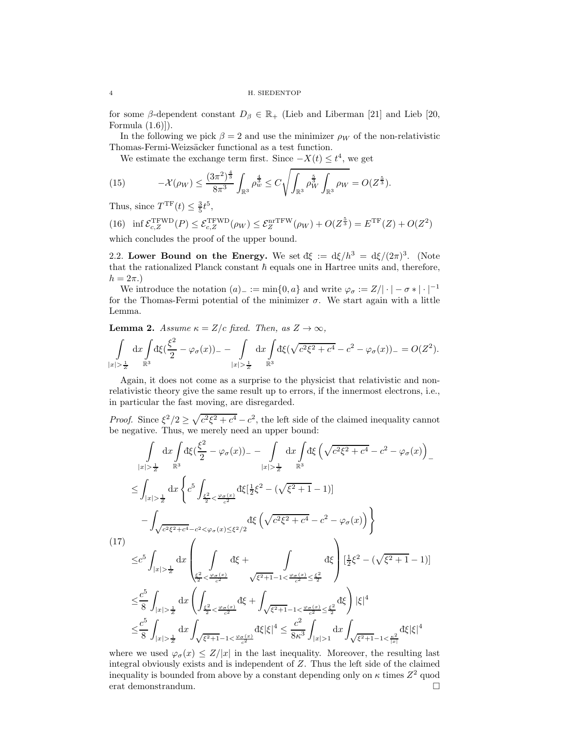for some $\beta$-dependent constant $D_\beta \in \mathbb{R}_+$ (Lieb and Liberman [21] and Lieb [20, Formula (1.6)]).

In the following we pick $\beta = 2$ and use the minimizer $\rho_W$ of the non-relativistic Thomas-Fermi-Weizsäcker functional as a test function.

We estimate the exchange term first. Since $-X(t) \leq t^4$, we get

$$
-\mathcal{X}(\rho_W) \leq \frac{(3\pi^2)^{\frac{4}{3}}}{8\pi^3} \int_{\mathbb{R}^3} \rho_w^{\frac{4}{3}} \leq C\sqrt{\int_{\mathbb{R}^3} \rho_W^{\frac{5}{3}} \int_{\mathbb{R}^3} \rho_W} = O(Z^{\frac{5}{3}}). \tag{15}
$$

Thus, since $T^{\mathrm{TF}}(t) \leq \frac{3}{5}t^5$,

$$
\inf \mathcal{E}^{\mathrm{TFWD}}_{c,Z}(P) \leq \mathcal{E}^{\mathrm{TFWD}}_{c,Z}(\rho_W) \leq \mathcal{E}^{\mathrm{nrTFW}}_Z(\rho_W) + O(Z^{\frac{5}{3}}) = E^{\mathrm{TF}}(Z) + O(Z^2) \tag{16}
$$

which concludes the proof of the upper bound.

2.2. **Lower Bound on the Energy.** We set $đ\xi := \mathrm{d}\xi/h^3 = \mathrm{d}\xi/(2\pi)^3$. (Note that the rationalized Planck constant $\hbar$ equals one in Hartree units and, therefore, $h = 2\pi$.)

We introduce the notation $(a)_- := \min\{0, a\}$ and write $\varphi_\sigma := Z/|\cdot| - \sigma * |\cdot|^{-1}$ for the Thomas-Fermi potential of the minimizer $\sigma$. We start again with a little Lemma.

**Lemma 2.** *Assume $\kappa = Z/c$ fixed. Then, as $Z \to \infty$,*

$$
\int_{|x|>\frac{1}{Z}} \mathrm{d}x \int_{\mathbb{R}^3} đ\xi (\frac{\xi^2}{2} - \varphi_\sigma(x))_- - \int_{|x|>\frac{1}{Z}} \mathrm{d}x \int_{\mathbb{R}^3} đ\xi (\sqrt{c^2\xi^2 + c^4} - c^2 - \varphi_\sigma(x))_- = O(Z^2).
$$

Again, it does not come as a surprise to the physicist that relativistic and non-relativistic theory give the same result up to errors, if the innermost electrons, i.e., in particular the fast moving, are disregarded.

*Proof.* Since $\xi^2/2 \geq \sqrt{c^2\xi^2 + c^4} - c^2$, the left side of the claimed inequality cannot be negative. Thus, we merely need an upper bound:

$$
\begin{aligned}
&\int_{|x|>\frac{1}{Z}} \mathrm{d}x \int_{\mathbb{R}^3} đ\xi (\frac{\xi^2}{2} - \varphi_\sigma(x))_- - \int_{|x|>\frac{1}{Z}} \mathrm{d}x \int_{\mathbb{R}^3} đ\xi \left(\sqrt{c^2\xi^2 + c^4} - c^2 - \varphi_\sigma(x)\right)_- \\
\leq& \int_{|x|>\frac{1}{Z}} \mathrm{d}x \left\{ c^5 \int_{\frac{\xi^2}{2} < \frac{\varphi_\sigma(x)}{c^2}} đ\xi [\tfrac{1}{2}\xi^2 - (\sqrt{\xi^2+1} - 1)] \right. \\
&\left. - \int_{\sqrt{c^2\xi^2+c^4} - c^2 < \varphi_\sigma(x) \leq \xi^2/2} đ\xi \left(\sqrt{c^2\xi^2 + c^4} - c^2 - \varphi_\sigma(x)\right) \right\} \\
\leq& c^5 \int_{|x|>\frac{1}{Z}} \mathrm{d}x \left( \int_{\frac{\xi^2}{2} < \frac{\varphi_\sigma(x)}{c^2}} đ\xi + \int_{\sqrt{\xi^2+1}-1 < \frac{\varphi_\sigma(x)}{c^2} \leq \frac{\xi^2}{2}} đ\xi \right) [\tfrac{1}{2}\xi^2 - (\sqrt{\xi^2+1} - 1)] \\
\leq& \frac{c^5}{8} \int_{|x|>\frac{1}{Z}} \mathrm{d}x \left( \int_{\frac{\xi^2}{2} < \frac{\varphi_\sigma(x)}{c^2}} đ\xi + \int_{\sqrt{\xi^2+1}-1 < \frac{\varphi_\sigma(x)}{c^2} \leq \frac{\xi^2}{2}} đ\xi \right) |\xi|^4 \\
\leq& \frac{c^5}{8} \int_{|x|>\frac{1}{Z}} \mathrm{d}x \int_{\sqrt{\xi^2+1}-1 < \frac{\varphi_\sigma(x)}{c^2}} đ\xi |\xi|^4 \leq \frac{c^2}{8\kappa^3} \int_{|x|>1} \mathrm{d}x \int_{\sqrt{\xi^2+1}-1 < \frac{\kappa^2}{|x|}} đ\xi |\xi|^4
\end{aligned} \tag{17}
$$

where we used $\varphi_\sigma(x) \leq Z/|x|$ in the last inequality. Moreover, the resulting last integral obviously exists and is independent of $Z$. Thus the left side of the claimed inequality is bounded from above by a constant depending only on $\kappa$ times $Z^2$ quod erat demonstrandum. $\square$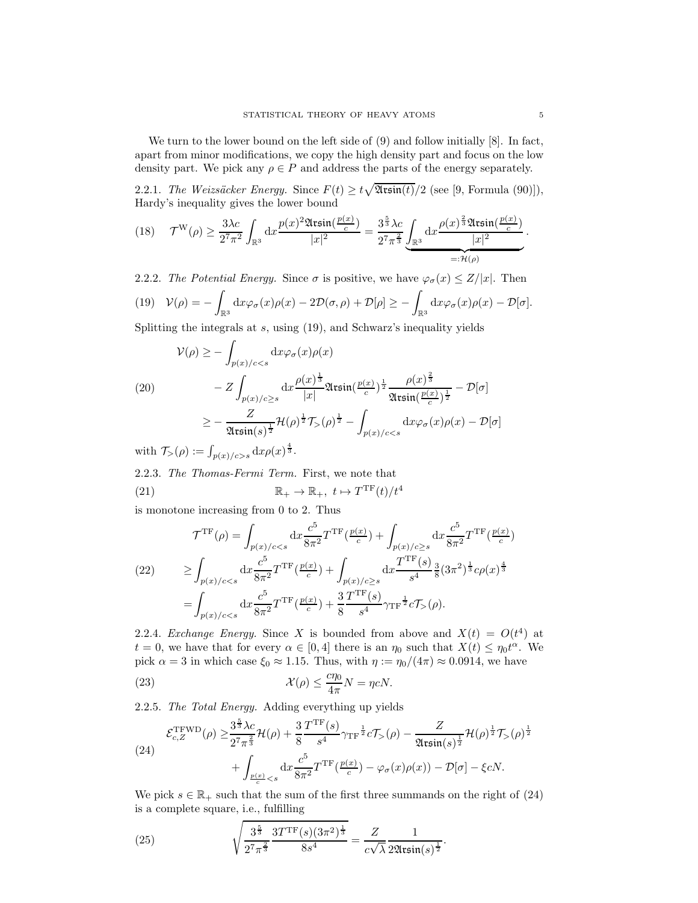We turn to the lower bound on the left side of (9) and follow initially [8]. In fact, apart from minor modifications, we copy the high density part and focus on the low density part. We pick any $\rho \in P$ and address the parts of the energy separately.

2.2.1. *The Weizsäcker Energy.* Since $F(t) \geq t\sqrt{\mathfrak{Arsin}(t)}/2$ (see [9, Formula (90)]), Hardy's inequality gives the lower bound

$$\mathcal{T}^{\mathrm{W}}(\rho) \geq \frac{3\lambda c}{2^7\pi^2}\int_{\mathbb{R}^3}\mathrm{d}x\frac{p(x)^2\mathfrak{Arsin}(\frac{p(x)}{c})}{|x|^2} = \frac{3^{\frac{5}{3}}\lambda c}{2^7\pi^{\frac{2}{3}}}\underbrace{\int_{\mathbb{R}^3}\mathrm{d}x\frac{\rho(x)^{\frac{2}{3}}\mathfrak{Arsin}(\frac{p(x)}{c})}{|x|^2}}_{=:\mathcal{H}(\rho)}. \tag{18}$$

2.2.2. *The Potential Energy.* Since $\sigma$ is positive, we have $\varphi_\sigma(x) \leq Z/|x|$. Then

$$\mathcal{V}(\rho) = -\int_{\mathbb{R}^3}\mathrm{d}x\varphi_\sigma(x)\rho(x) - 2\mathcal{D}(\sigma,\rho) + \mathcal{D}[\rho] \geq -\int_{\mathbb{R}^3}\mathrm{d}x\varphi_\sigma(x)\rho(x) - \mathcal{D}[\sigma]. \tag{19}$$

Splitting the integrals at $s$, using (19), and Schwarz's inequality yields

$$\begin{aligned}
\mathcal{V}(\rho) \geq & -\int_{p(x)/c<s}\mathrm{d}x\varphi_\sigma(x)\rho(x) \\
& - Z\int_{p(x)/c\geq s}\mathrm{d}x\frac{\rho(x)^{\frac{1}{3}}}{|x|}\mathfrak{Arsin}(\tfrac{p(x)}{c})^{\frac{1}{2}}\frac{\rho(x)^{\frac{2}{3}}}{\mathfrak{Arsin}(\frac{p(x)}{c})^{\frac{1}{2}}} - \mathcal{D}[\sigma] \\
\geq & -\frac{Z}{\mathfrak{Arsin}(s)^{\frac{1}{2}}}\mathcal{H}(\rho)^{\frac{1}{2}}\mathcal{T}_>(\rho)^{\frac{1}{2}} - \int_{p(x)/c<s}\mathrm{d}x\varphi_\sigma(x)\rho(x) - \mathcal{D}[\sigma]
\end{aligned} \tag{20}$$

with $\mathcal{T}_>(\rho) := \int_{p(x)/c>s}\mathrm{d}x\rho(x)^{\frac{4}{3}}$.

2.2.3. *The Thomas-Fermi Term.* First, we note that

$$\mathbb{R}_+ \to \mathbb{R}_+,\ t \mapsto T^{\mathrm{TF}}(t)/t^4 \tag{21}$$

is monotone increasing from 0 to 2. Thus

$$\begin{aligned}
\mathcal{T}^{\mathrm{TF}}(\rho) = & \int_{p(x)/c<s}\mathrm{d}x\frac{c^5}{8\pi^2}T^{\mathrm{TF}}(\tfrac{p(x)}{c}) + \int_{p(x)/c\geq s}\mathrm{d}x\frac{c^5}{8\pi^2}T^{\mathrm{TF}}(\tfrac{p(x)}{c}) \\
\geq & \int_{p(x)/c<s}\mathrm{d}x\frac{c^5}{8\pi^2}T^{\mathrm{TF}}(\tfrac{p(x)}{c}) + \int_{p(x)/c\geq s}\mathrm{d}x\frac{T^{\mathrm{TF}}(s)}{s^4}\tfrac{3}{8}(3\pi^2)^{\frac{1}{3}}c\rho(x)^{\frac{4}{3}} \\
= & \int_{p(x)/c<s}\mathrm{d}x\frac{c^5}{8\pi^2}T^{\mathrm{TF}}(\tfrac{p(x)}{c}) + \frac{3}{8}\frac{T^{\mathrm{TF}}(s)}{s^4}\gamma_{\mathrm{TF}}{}^{\frac{1}{2}}c\mathcal{T}_>(\rho).
\end{aligned} \tag{22}$$

2.2.4. *Exchange Energy.* Since $X$ is bounded from above and $X(t) = O(t^4)$ at $t = 0$, we have that for every $\alpha \in [0, 4]$ there is an $\eta_0$ such that $X(t) \leq \eta_0 t^\alpha$. We pick $\alpha = 3$ in which case $\xi_0 \approx 1.15$. Thus, with $\eta := \eta_0/(4\pi) \approx 0.0914$, we have

$$\mathcal{X}(\rho) \leq \frac{c\eta_0}{4\pi}N = \eta cN. \tag{23}$$

2.2.5. *The Total Energy.* Adding everything up yields

$$\begin{aligned}
\mathcal{E}^{\mathrm{TFWD}}_{c,Z}(\rho) \geq & \frac{3^{\frac{5}{3}}\lambda c}{2^7\pi^{\frac{2}{3}}}\mathcal{H}(\rho) + \frac{3}{8}\frac{T^{\mathrm{TF}}(s)}{s^4}\gamma_{\mathrm{TF}}{}^{\frac{1}{2}}c\mathcal{T}_>(\rho) - \frac{Z}{\mathfrak{Arsin}(s)^{\frac{1}{2}}}\mathcal{H}(\rho)^{\frac{1}{2}}\mathcal{T}_>(\rho)^{\frac{1}{2}} \\
& + \int_{\frac{p(x)}{c}<s}\mathrm{d}x\left(\frac{c^5}{8\pi^2}T^{\mathrm{TF}}(\tfrac{p(x)}{c}) - \varphi_\sigma(x)\rho(x)\right) - \mathcal{D}[\sigma] - \xi cN.
\end{aligned} \tag{24}$$

We pick $s \in \mathbb{R}_+$ such that the sum of the first three summands on the right of (24) is a complete square, i.e., fulfilling

$$\sqrt{\frac{3^{\frac{5}{3}}}{2^7\pi^{\frac{2}{3}}}\frac{3T^{\mathrm{TF}}(s)(3\pi^2)^{\frac{1}{3}}}{8s^4}} = \frac{Z}{c\sqrt{\lambda}}\frac{1}{2\mathfrak{Arsin}(s)^{\frac{1}{2}}}. \tag{25}$$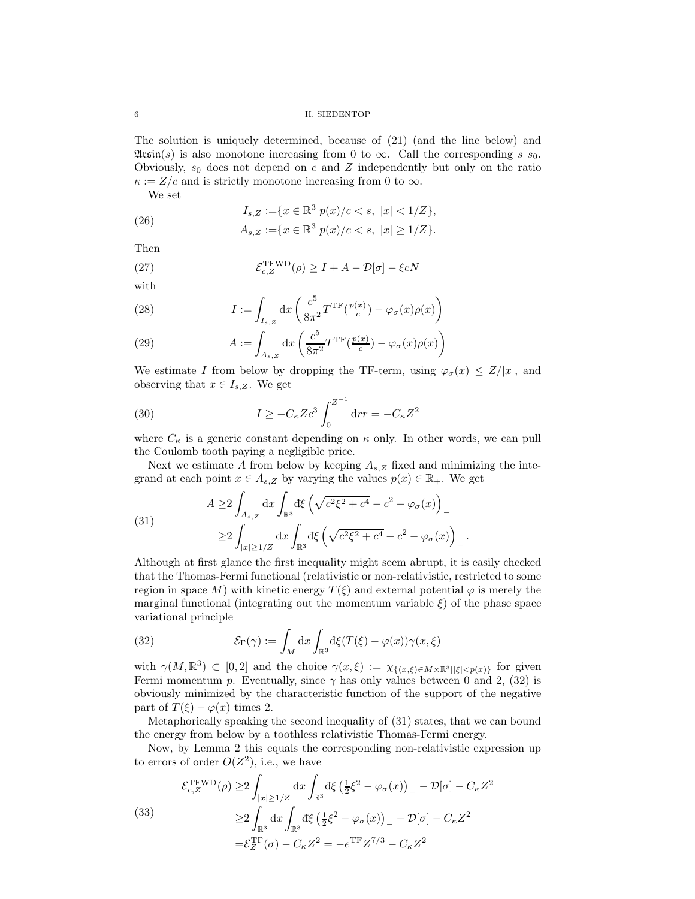The solution is uniquely determined, because of (21) (and the line below) and $\mathfrak{Arsin}(s)$ is also monotone increasing from 0 to $\infty$. Call the corresponding $s$ $s_0$. Obviously, $s_0$ does not depend on $c$ and $Z$ independently but only on the ratio $\kappa := Z/c$ and is strictly monotone increasing from 0 to $\infty$.

We set

$$
\begin{aligned}
I_{s,Z} &:= \{x \in \mathbb{R}^3 | p(x)/c < s,\ |x| < 1/Z\}, \\
A_{s,Z} &:= \{x \in \mathbb{R}^3 | p(x)/c < s,\ |x| \geq 1/Z\}.
\end{aligned} \tag{26}
$$

Then

$$
\mathcal{E}^{\mathrm{TFWD}}_{c,Z}(\rho) \geq I + A - \mathcal{D}[\sigma] - \xi c N \tag{27}
$$

with

$$
I := \int_{I_{s,Z}} \mathrm{d}x \left( \frac{c^5}{8\pi^2} T^{\mathrm{TF}}(\tfrac{p(x)}{c}) - \varphi_\sigma(x)\rho(x) \right) \tag{28}
$$

$$
A := \int_{A_{s,Z}} \mathrm{d}x \left( \frac{c^5}{8\pi^2} T^{\mathrm{TF}}(\tfrac{p(x)}{c}) - \varphi_\sigma(x)\rho(x) \right) \tag{29}
$$

We estimate $I$ from below by dropping the TF-term, using $\varphi_\sigma(x) \leq Z/|x|$, and observing that $x \in I_{s,Z}$. We get

$$
I \geq -C_\kappa Z c^3 \int_0^{Z^{-1}} \mathrm{d}r r = -C_\kappa Z^2 \tag{30}
$$

where $C_\kappa$ is a generic constant depending on $\kappa$ only. In other words, we can pull the Coulomb tooth paying a negligible price.

Next we estimate $A$ from below by keeping $A_{s,Z}$ fixed and minimizing the integrand at each point $x \in A_{s,Z}$ by varying the values $p(x) \in \mathbb{R}_+$. We get

$$
\begin{aligned}
A \geq& 2\int_{A_{s,Z}} \mathrm{d}x \int_{\mathbb{R}^3} \mathrm{d}\xi \left( \sqrt{c^2\xi^2 + c^4} - c^2 - \varphi_\sigma(x) \right)_- \\
\geq& 2\int_{|x|\geq 1/Z} \mathrm{d}x \int_{\mathbb{R}^3} \mathrm{d}\xi \left( \sqrt{c^2\xi^2 + c^4} - c^2 - \varphi_\sigma(x) \right)_- .
\end{aligned} \tag{31}
$$

Although at first glance the first inequality might seem abrupt, it is easily checked that the Thomas-Fermi functional (relativistic or non-relativistic, restricted to some region in space $M$) with kinetic energy $T(\xi)$ and external potential $\varphi$ is merely the marginal functional (integrating out the momentum variable $\xi$) of the phase space variational principle

$$
\mathcal{E}_\Gamma(\gamma) := \int_M \mathrm{d}x \int_{\mathbb{R}^3} \mathrm{d}\xi (T(\xi) - \varphi(x))\gamma(x,\xi) \tag{32}
$$

with $\gamma(M, \mathbb{R}^3) \subset [0,2]$ and the choice $\gamma(x,\xi) := \chi_{\{(x,\xi)\in M\times\mathbb{R}^3 | |\xi| < p(x)\}}$ for given Fermi momentum $p$. Eventually, since $\gamma$ has only values between 0 and 2, (32) is obviously minimized by the characteristic function of the support of the negative part of $T(\xi) - \varphi(x)$ times 2.

Metaphorically speaking the second inequality of (31) states, that we can bound the energy from below by a toothless relativistic Thomas-Fermi energy.

Now, by Lemma 2 this equals the corresponding non-relativistic expression up to errors of order $O(Z^2)$, i.e., we have

$$
\begin{aligned}
\mathcal{E}^{\mathrm{TFWD}}_{c,Z}(\rho) \geq& 2\int_{|x|\geq 1/Z} \mathrm{d}x \int_{\mathbb{R}^3} \mathrm{d}\xi \left( \tfrac{1}{2}\xi^2 - \varphi_\sigma(x) \right)_- - \mathcal{D}[\sigma] - C_\kappa Z^2 \\
\geq& 2\int_{\mathbb{R}^3} \mathrm{d}x \int_{\mathbb{R}^3} \mathrm{d}\xi \left( \tfrac{1}{2}\xi^2 - \varphi_\sigma(x) \right)_- - \mathcal{D}[\sigma] - C_\kappa Z^2 \\
=& \mathcal{E}^{\mathrm{TF}}_Z(\sigma) - C_\kappa Z^2 = -e^{\mathrm{TF}} Z^{7/3} - C_\kappa Z^2
\end{aligned} \tag{33}
$$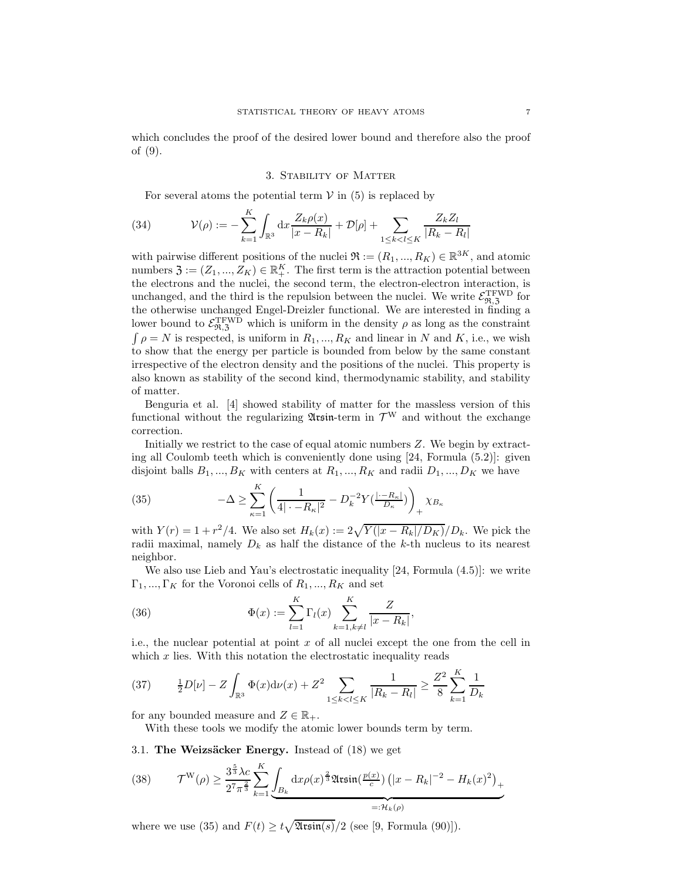which concludes the proof of the desired lower bound and therefore also the proof of (9).

## 3. Stability of Matter

For several atoms the potential term $\mathcal{V}$ in (5) is replaced by

$$\mathcal{V}(\rho) := -\sum_{k=1}^{K} \int_{\mathbb{R}^3} \mathrm{d}x \frac{Z_k \rho(x)}{|x-R_k|} + \mathcal{D}[\rho] + \sum_{1\leq k<l\leq K} \frac{Z_k Z_l}{|R_k - R_l|} \tag{34}$$

with pairwise different positions of the nuclei $\mathfrak{R} := (R_1, ..., R_K) \in \mathbb{R}^{3K}$, and atomic numbers $\mathfrak{Z} := (Z_1, ..., Z_K) \in \mathbb{R}_+^K$. The first term is the attraction potential between the electrons and the nuclei, the second term, the electron-electron interaction, is unchanged, and the third is the repulsion between the nuclei. We write $\mathcal{E}^{\mathrm{TFWD}}_{\mathfrak{R},\mathfrak{Z}}$ for the otherwise unchanged Engel-Dreizler functional. We are interested in finding a lower bound to $\mathcal{E}^{\mathrm{TFWD}}_{\mathfrak{R},\mathfrak{Z}}$ which is uniform in the density $\rho$ as long as the constraint $\int \rho = N$ is respected, is uniform in $R_1, ..., R_K$ and linear in $N$ and $K$, i.e., we wish to show that the energy per particle is bounded from below by the same constant irrespective of the electron density and the positions of the nuclei. This property is also known as stability of the second kind, thermodynamic stability, and stability of matter.

Benguria et al. [4] showed stability of matter for the massless version of this functional without the regularizing $\mathfrak{Arsin}$-term in $\mathcal{T}^{\mathrm{W}}$ and without the exchange correction.

Initially we restrict to the case of equal atomic numbers $Z$. We begin by extracting all Coulomb teeth which is conveniently done using [24, Formula (5.2)]: given disjoint balls $B_1, ..., B_K$ with centers at $R_1, ..., R_K$ and radii $D_1, ..., D_K$ we have

$$-\Delta \geq \sum_{\kappa=1}^{K} \left( \frac{1}{4|\cdot - R_\kappa|^2} - D_k^{-2} Y(\tfrac{|\cdot - R_\kappa|}{D_\kappa}) \right)_+ \chi_{B_\kappa} \tag{35}$$

with $Y(r) = 1 + r^2/4$. We also set $H_k(x) := 2\sqrt{Y(|x-R_k|/D_K)}/D_k$. We pick the radii maximal, namely $D_k$ as half the distance of the $k$-th nucleus to its nearest neighbor.

We also use Lieb and Yau's electrostatic inequality [24, Formula (4.5)]: we write $\Gamma_1, ..., \Gamma_K$ for the Voronoi cells of $R_1, ..., R_K$ and set

$$\Phi(x) := \sum_{l=1}^{K} \Gamma_l(x) \sum_{k=1, k\neq l}^{K} \frac{Z}{|x-R_k|}, \tag{36}$$

i.e., the nuclear potential at point $x$ of all nuclei except the one from the cell in which $x$ lies. With this notation the electrostatic inequality reads

$$\tfrac{1}{2} D[\nu] - Z \int_{\mathbb{R}^3} \Phi(x) \mathrm{d}\nu(x) + Z^2 \sum_{1\leq k<l\leq K} \frac{1}{|R_k - R_l|} \geq \frac{Z^2}{8} \sum_{k=1}^{K} \frac{1}{D_k} \tag{37}$$

for any bounded measure and $Z \in \mathbb{R}_+$.

With these tools we modify the atomic lower bounds term by term.

### 3.1. The Weizsäcker Energy.

Instead of (18) we get

$$\mathcal{T}^{\mathrm{W}}(\rho) \geq \frac{3^{\frac{5}{3}} \lambda c}{2^7 \pi^{\frac{2}{3}}} \sum_{k=1}^{K} \underbrace{\int_{B_k} \mathrm{d}x \rho(x)^{\frac{2}{3}} \mathfrak{Arsin}(\tfrac{p(x)}{c}) \left(|x-R_k|^{-2} - H_k(x)^2\right)_+}_{=:\mathcal{H}_k(\rho)} \tag{38}$$

where we use (35) and $F(t) \geq t\sqrt{\mathfrak{Arsin}(s)}/2$ (see [9, Formula (90)]).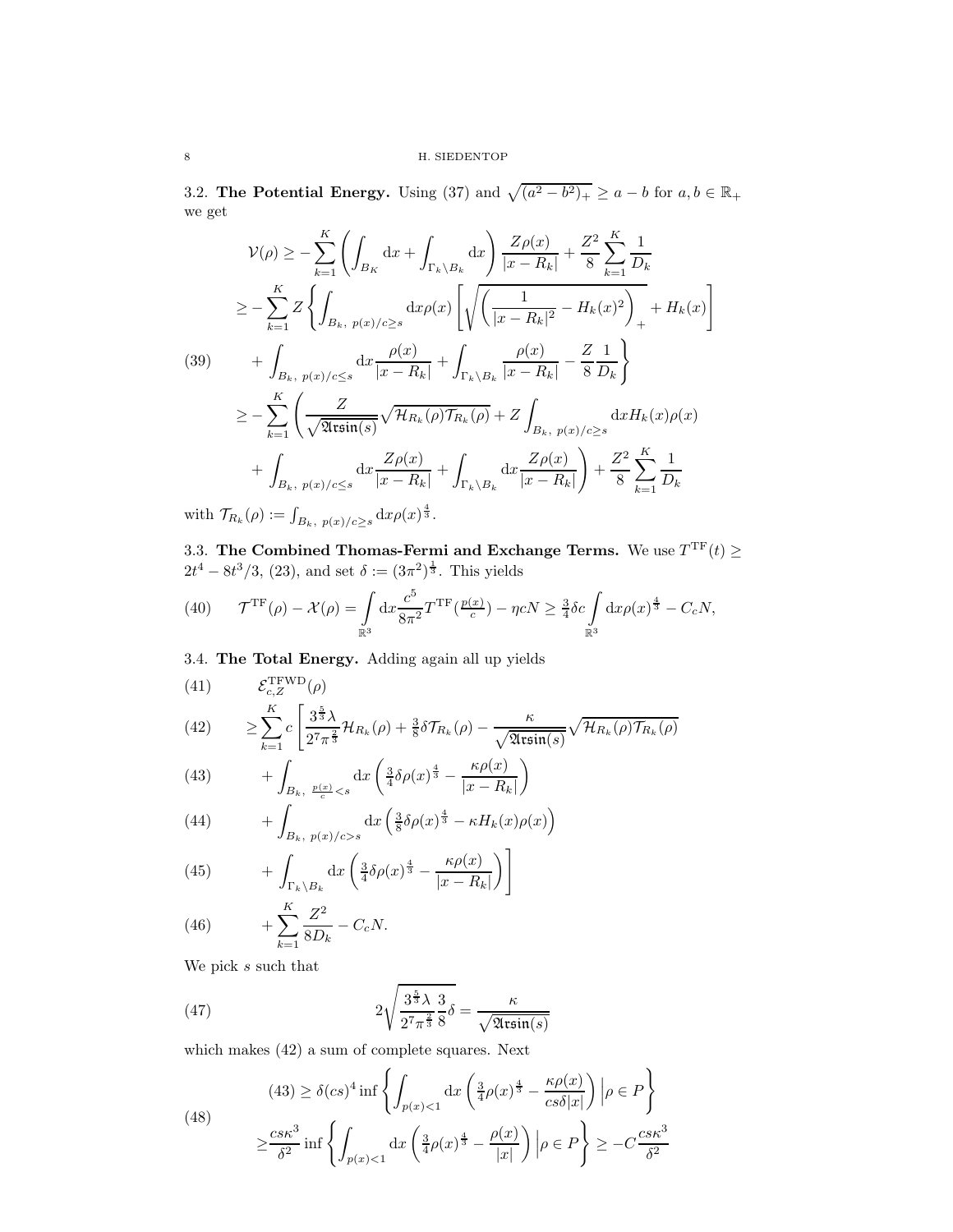3.2. **The Potential Energy.** Using (37) and $\sqrt{(a^2-b^2)_+} \geq a-b$ for $a,b \in \mathbb{R}_+$ we get

$$
\begin{aligned}
\mathcal{V}(\rho) \geq& -\sum_{k=1}^K \left(\int_{B_K} \mathrm{d}x + \int_{\Gamma_k \setminus B_k} \mathrm{d}x\right) \frac{Z\rho(x)}{|x-R_k|} + \frac{Z^2}{8}\sum_{k=1}^K \frac{1}{D_k}\\
\geq& -\sum_{k=1}^K Z \left\{ \int_{B_k,\ p(x)/c\geq s} \mathrm{d}x \rho(x) \left[\sqrt{\left(\frac{1}{|x-R_k|^2} - H_k(x)^2\right)_+} + H_k(x)\right]\right.\\
&\left. + \int_{B_k,\ p(x)/c\leq s} \mathrm{d}x \frac{\rho(x)}{|x-R_k|} + \int_{\Gamma_k\setminus B_k} \frac{\rho(x)}{|x-R_k|} - \frac{Z}{8}\frac{1}{D_k}\right\}\\
\geq& -\sum_{k=1}^K \left( \frac{Z}{\sqrt{\mathfrak{Arsin}(s)}} \sqrt{\mathcal{H}_{R_k}(\rho)\mathcal{T}_{R_k}(\rho)} + Z\int_{B_k,\ p(x)/c\geq s} \mathrm{d}x H_k(x)\rho(x)\right.\\
&\left. + \int_{B_k,\ p(x)/c\leq s} \mathrm{d}x \frac{Z\rho(x)}{|x-R_k|} + \int_{\Gamma_k\setminus B_k} \mathrm{d}x\frac{Z\rho(x)}{|x-R_k|}\right) + \frac{Z^2}{8}\sum_{k=1}^K \frac{1}{D_k}
\end{aligned} \tag{39}
$$

with $\mathcal{T}_{R_k}(\rho) := \int_{B_k,\ p(x)/c\geq s} \mathrm{d}x \rho(x)^{\frac{4}{3}}$.

3.3. **The Combined Thomas-Fermi and Exchange Terms.** We use $T^{\mathrm{TF}}(t) \geq 2t^4 - 8t^3/3$, (23), and set $\delta := (3\pi^2)^{\frac{1}{3}}$. This yields

$$
\mathcal{T}^{\mathrm{TF}}(\rho) - \mathcal{X}(\rho) = \int_{\mathbb{R}^3} \mathrm{d}x \frac{c^5}{8\pi^2} T^{\mathrm{TF}}(\tfrac{p(x)}{c}) - \eta c N \geq \tfrac{3}{4}\delta c \int_{\mathbb{R}^3} \mathrm{d}x \rho(x)^{\frac{4}{3}} - C_c N, \tag{40}
$$

3.4. **The Total Energy.** Adding again all up yields

$$
\mathcal{E}^{\mathrm{TFWD}}_{c,Z}(\rho) \tag{41}
$$

$$
\geq \sum_{k=1}^K c\left[ \frac{3^{\frac{5}{3}}\lambda}{2^7\pi^{\frac{2}{3}}} \mathcal{H}_{R_k}(\rho) + \tfrac{3}{8}\delta \mathcal{T}_{R_k}(\rho) - \frac{\kappa}{\sqrt{\mathfrak{Arsin}(s)}}\sqrt{\mathcal{H}_{R_k}(\rho)\mathcal{T}_{R_k}(\rho)}\right. \tag{42}
$$

$$
+ \int_{B_k,\ \frac{p(x)}{c}<s} \mathrm{d}x \left(\tfrac{3}{4}\delta\rho(x)^{\frac{4}{3}} - \frac{\kappa\rho(x)}{|x-R_k|}\right) \tag{43}
$$

$$
+ \int_{B_k,\ p(x)/c>s} \mathrm{d}x \left(\tfrac{3}{8}\delta\rho(x)^{\frac{4}{3}} - \kappa H_k(x)\rho(x)\right) \tag{44}
$$

$$
\left. + \int_{\Gamma_k\setminus B_k} \mathrm{d}x \left(\tfrac{3}{4}\delta\rho(x)^{\frac{4}{3}} - \frac{\kappa\rho(x)}{|x-R_k|}\right)\right] \tag{45}
$$

$$
+ \sum_{k=1}^K \frac{Z^2}{8D_k} - C_c N. \tag{46}
$$

We pick $s$ such that

$$
2\sqrt{\frac{3^{\frac{5}{3}}\lambda}{2^7\pi^{\frac{2}{3}}}\frac{3}{8}\delta} = \frac{\kappa}{\sqrt{\mathfrak{Arsin}(s)}} \tag{47}
$$

which makes (42) a sum of complete squares. Next

$$
\begin{aligned}
(43) \geq& \delta(cs)^4 \inf\left\{ \int_{p(x)<1} \mathrm{d}x \left(\tfrac{3}{4}\rho(x)^{\frac{4}{3}} - \frac{\kappa\rho(x)}{cs\delta|x|}\right) \Big| \rho \in P\right\}\\
\geq& \frac{cs\kappa^3}{\delta^2} \inf\left\{ \int_{p(x)<1} \mathrm{d}x \left(\tfrac{3}{4}\rho(x)^{\frac{4}{3}} - \frac{\rho(x)}{|x|}\right) \Big| \rho \in P\right\} \geq -C\frac{cs\kappa^3}{\delta^2}
\end{aligned} \tag{48}
$$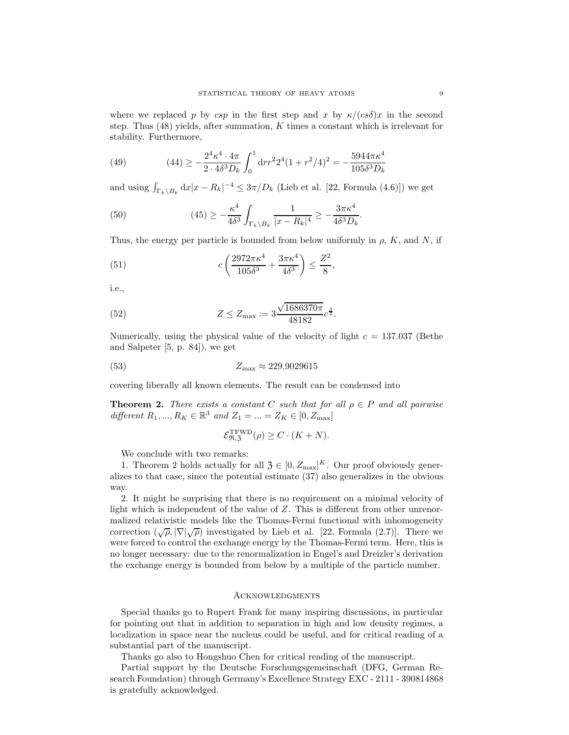where we replaced $p$ by $csp$ in the first step and $x$ by $\kappa/(cs\delta)x$ in the second step. Thus (48) yields, after summation, $K$ times a constant which is irrelevant for stability. Furthermore,

$$(44) \geq -\frac{2^4\kappa^4 \cdot 4\pi}{2 \cdot 4\delta^3 D_k} \int_0^1 \mathrm{d}r r^2 2^4 (1 + r^2/4)^2 = -\frac{5944\pi\kappa^4}{105\delta^3 D_k} \tag{49}$$

and using $\int_{\Gamma_k \setminus B_k} \mathrm{d}x |x - R_k|^{-4} \leq 3\pi/D_k$ (Lieb et al. [22, Formula (4.6)]) we get

$$(45) \geq -\frac{\kappa^4}{4\delta^3} \int_{\Gamma_k \setminus B_k} \frac{1}{|x - R_k|^4} \geq -\frac{3\pi\kappa^4}{4\delta^3 D_k}. \tag{50}$$

Thus, the energy per particle is bounded from below uniformly in $\rho$, $K$, and $N$, if

$$c\left(\frac{2972\pi\kappa^4}{105\delta^3} + \frac{3\pi\kappa^4}{4\delta^3}\right) \leq \frac{Z^2}{8}, \tag{51}$$

i.e.,

$$Z \leq Z_{\max} := 3\frac{\sqrt{1686370\pi}}{48182} c^{\frac{3}{2}}. \tag{52}$$

Numerically, using the physical value of the velocity of light $c = 137.037$ (Bethe and Salpeter [5, p. 84]), we get

$$Z_{\max} \approx 229.9029615 \tag{53}$$

covering liberally all known elements. The result can be condensed into

**Theorem 2.** *There exists a constant $C$ such that for all $\rho \in P$ and all pairwise different $R_1, ..., R_K \in \mathbb{R}^3$ and $Z_1 = ... = Z_K \in [0, Z_{\max}]$*

$$\mathcal{E}^{\mathrm{TFWD}}_{\mathfrak{R},\mathfrak{Z}}(\rho) \geq C \cdot (K + N).$$

We conclude with two remarks:

1. Theorem 2 holds actually for all $\mathfrak{Z} \in [0, Z_{\max}]^K$. Our proof obviously generalizes to that case, since the potential estimate (37) also generalizes in the obvious way.

2. It might be surprising that there is no requirement on a minimal velocity of light which is independent of the value of $Z$. This is different from other unrenormalized relativistic models like the Thomas-Fermi functional with inhomogeneity correction $(\sqrt{\rho}, |\nabla|\sqrt{\rho})$ investigated by Lieb et al. [22, Formula (2.7)]. There we were forced to control the exchange energy by the Thomas-Fermi term. Here, this is no longer necessary: due to the renormalization in Engel's and Dreizler's derivation the exchange energy is bounded from below by a multiple of the particle number.

## Acknowledgments

Special thanks go to Rupert Frank for many inspiring discussions, in particular for pointing out that in addition to separation in high and low density regimes, a localization in space near the nucleus could be useful, and for critical reading of a substantial part of the manuscript.

Thanks go also to Hongshuo Chen for critical reading of the manuscript.

Partial support by the Deutsche Forschungsgemeinschaft (DFG, German Research Foundation) through Germany's Excellence Strategy EXC - 2111 - 390814868 is gratefully acknowledged.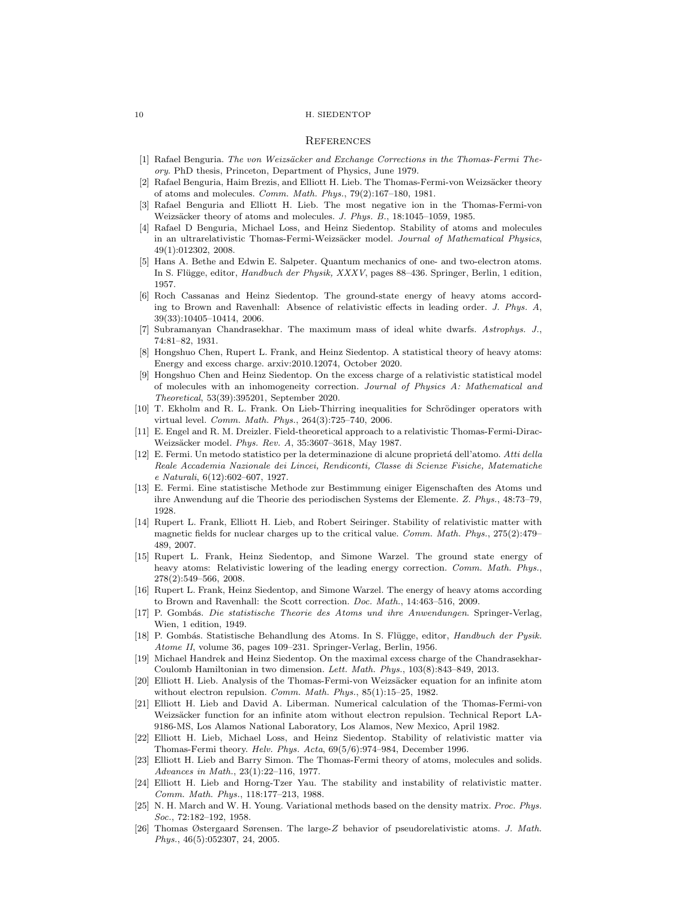# References

[1] Rafael Benguria. *The von Weizsäcker and Exchange Corrections in the Thomas-Fermi Theory*. PhD thesis, Princeton, Department of Physics, June 1979.

[2] Rafael Benguria, Haim Brezis, and Elliott H. Lieb. The Thomas-Fermi-von Weizsäcker theory of atoms and molecules. *Comm. Math. Phys.*, 79(2):167–180, 1981.

[3] Rafael Benguria and Elliott H. Lieb. The most negative ion in the Thomas-Fermi-von Weizsäcker theory of atoms and molecules. *J. Phys. B.*, 18:1045–1059, 1985.

[4] Rafael D Benguria, Michael Loss, and Heinz Siedentop. Stability of atoms and molecules in an ultrarelativistic Thomas-Fermi-Weizsäcker model. *Journal of Mathematical Physics*, 49(1):012302, 2008.

[5] Hans A. Bethe and Edwin E. Salpeter. Quantum mechanics of one- and two-electron atoms. In S. Flügge, editor, *Handbuch der Physik, XXXV*, pages 88–436. Springer, Berlin, 1 edition, 1957.

[6] Roch Cassanas and Heinz Siedentop. The ground-state energy of heavy atoms according to Brown and Ravenhall: Absence of relativistic effects in leading order. *J. Phys. A*, 39(33):10405–10414, 2006.

[7] Subramanyan Chandrasekhar. The maximum mass of ideal white dwarfs. *Astrophys. J.*, 74:81–82, 1931.

[8] Hongshuo Chen, Rupert L. Frank, and Heinz Siedentop. A statistical theory of heavy atoms: Energy and excess charge. arxiv:2010.12074, October 2020.

[9] Hongshuo Chen and Heinz Siedentop. On the excess charge of a relativistic statistical model of molecules with an inhomogeneity correction. *Journal of Physics A: Mathematical and Theoretical*, 53(39):395201, September 2020.

[10] T. Ekholm and R. L. Frank. On Lieb-Thirring inequalities for Schrödinger operators with virtual level. *Comm. Math. Phys.*, 264(3):725–740, 2006.

[11] E. Engel and R. M. Dreizler. Field-theoretical approach to a relativistic Thomas-Fermi-Dirac-Weizsäcker model. *Phys. Rev. A*, 35:3607–3618, May 1987.

[12] E. Fermi. Un metodo statistico per la determinazione di alcune proprietá dell'atomo. *Atti della Reale Accademia Nazionale dei Lincei, Rendiconti, Classe di Scienze Fisiche, Matematiche e Naturali*, 6(12):602–607, 1927.

[13] E. Fermi. Eine statistische Methode zur Bestimmung einiger Eigenschaften des Atoms und ihre Anwendung auf die Theorie des periodischen Systems der Elemente. *Z. Phys.*, 48:73–79, 1928.

[14] Rupert L. Frank, Elliott H. Lieb, and Robert Seiringer. Stability of relativistic matter with magnetic fields for nuclear charges up to the critical value. *Comm. Math. Phys.*, 275(2):479–489, 2007.

[15] Rupert L. Frank, Heinz Siedentop, and Simone Warzel. The ground state energy of heavy atoms: Relativistic lowering of the leading energy correction. *Comm. Math. Phys.*, 278(2):549–566, 2008.

[16] Rupert L. Frank, Heinz Siedentop, and Simone Warzel. The energy of heavy atoms according to Brown and Ravenhall: the Scott correction. *Doc. Math.*, 14:463–516, 2009.

[17] P. Gombás. *Die statistische Theorie des Atoms und ihre Anwendungen*. Springer-Verlag, Wien, 1 edition, 1949.

[18] P. Gombás. Statistische Behandlung des Atoms. In S. Flügge, editor, *Handbuch der Pysik. Atome II*, volume 36, pages 109–231. Springer-Verlag, Berlin, 1956.

[19] Michael Handrek and Heinz Siedentop. On the maximal excess charge of the Chandrasekhar-Coulomb Hamiltonian in two dimension. *Lett. Math. Phys.*, 103(8):843–849, 2013.

[20] Elliott H. Lieb. Analysis of the Thomas-Fermi-von Weizsäcker equation for an infinite atom without electron repulsion. *Comm. Math. Phys.*, 85(1):15–25, 1982.

[21] Elliott H. Lieb and David A. Liberman. Numerical calculation of the Thomas-Fermi-von Weizsäcker function for an infinite atom without electron repulsion. Technical Report LA-9186-MS, Los Alamos National Laboratory, Los Alamos, New Mexico, April 1982.

[22] Elliott H. Lieb, Michael Loss, and Heinz Siedentop. Stability of relativistic matter via Thomas-Fermi theory. *Helv. Phys. Acta*, 69(5/6):974–984, December 1996.

[23] Elliott H. Lieb and Barry Simon. The Thomas-Fermi theory of atoms, molecules and solids. *Advances in Math.*, 23(1):22–116, 1977.

[24] Elliott H. Lieb and Horng-Tzer Yau. The stability and instability of relativistic matter. *Comm. Math. Phys.*, 118:177–213, 1988.

[25] N. H. March and W. H. Young. Variational methods based on the density matrix. *Proc. Phys. Soc.*, 72:182–192, 1958.

[26] Thomas Østergaard Sørensen. The large-$Z$ behavior of pseudorelativistic atoms. *J. Math. Phys.*, 46(5):052307, 24, 2005.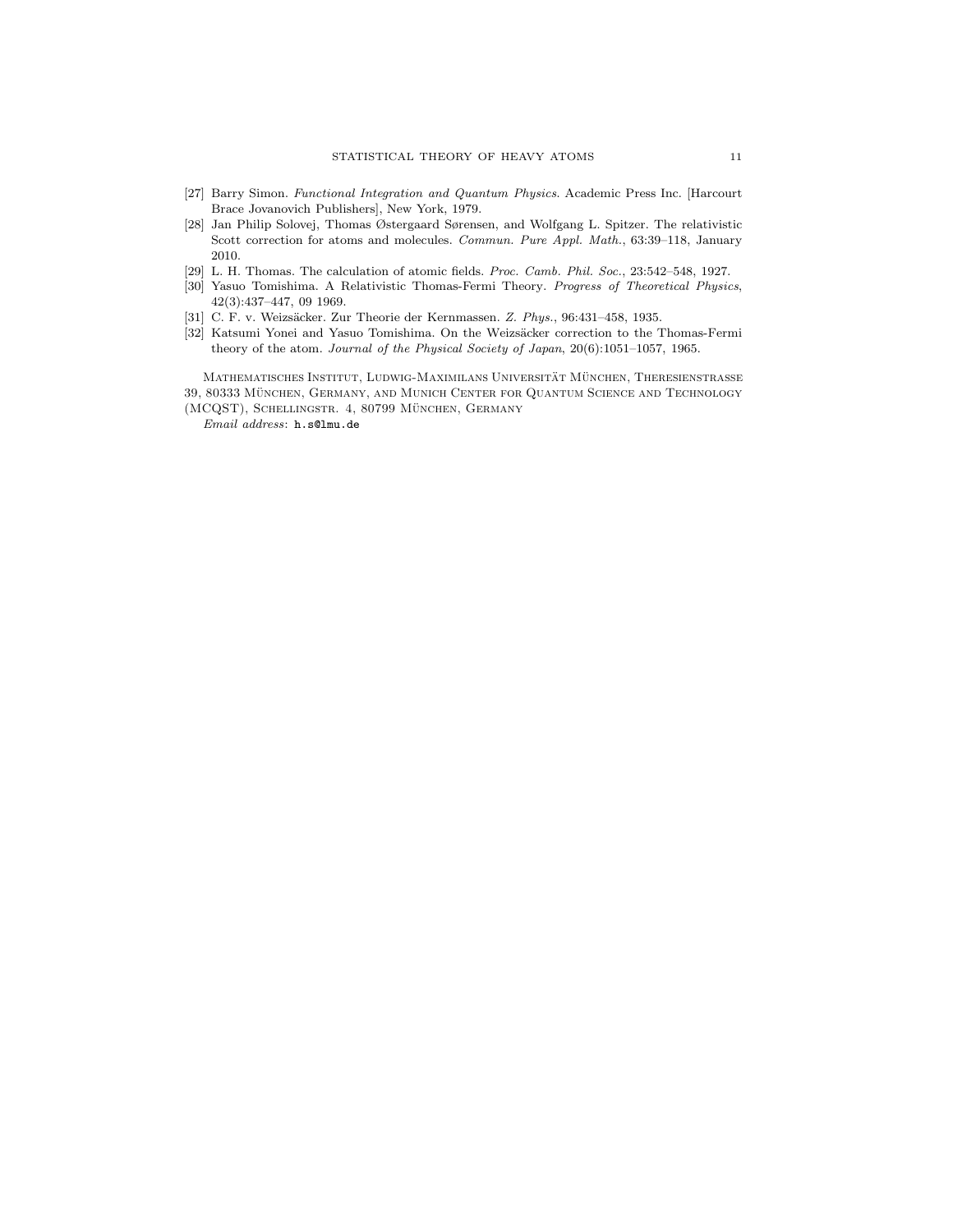[27] Barry Simon. *Functional Integration and Quantum Physics*. Academic Press Inc. [Harcourt Brace Jovanovich Publishers], New York, 1979.

[28] Jan Philip Solovej, Thomas Østergaard Sørensen, and Wolfgang L. Spitzer. The relativistic Scott correction for atoms and molecules. *Commun. Pure Appl. Math.*, 63:39–118, January 2010.

[29] L. H. Thomas. The calculation of atomic fields. *Proc. Camb. Phil. Soc.*, 23:542–548, 1927.

[30] Yasuo Tomishima. A Relativistic Thomas-Fermi Theory. *Progress of Theoretical Physics*, 42(3):437–447, 09 1969.

[31] C. F. v. Weizsäcker. Zur Theorie der Kernmassen. *Z. Phys.*, 96:431–458, 1935.

[32] Katsumi Yonei and Yasuo Tomishima. On the Weizsäcker correction to the Thomas-Fermi theory of the atom. *Journal of the Physical Society of Japan*, 20(6):1051–1057, 1965.

Mathematisches Institut, Ludwig-Maximilans Universität München, Theresienstrasse 39, 80333 München, Germany, and Munich Center for Quantum Science and Technology (MCQST), Schellingstr. 4, 80799 München, Germany

*Email address*: h.s@lmu.de